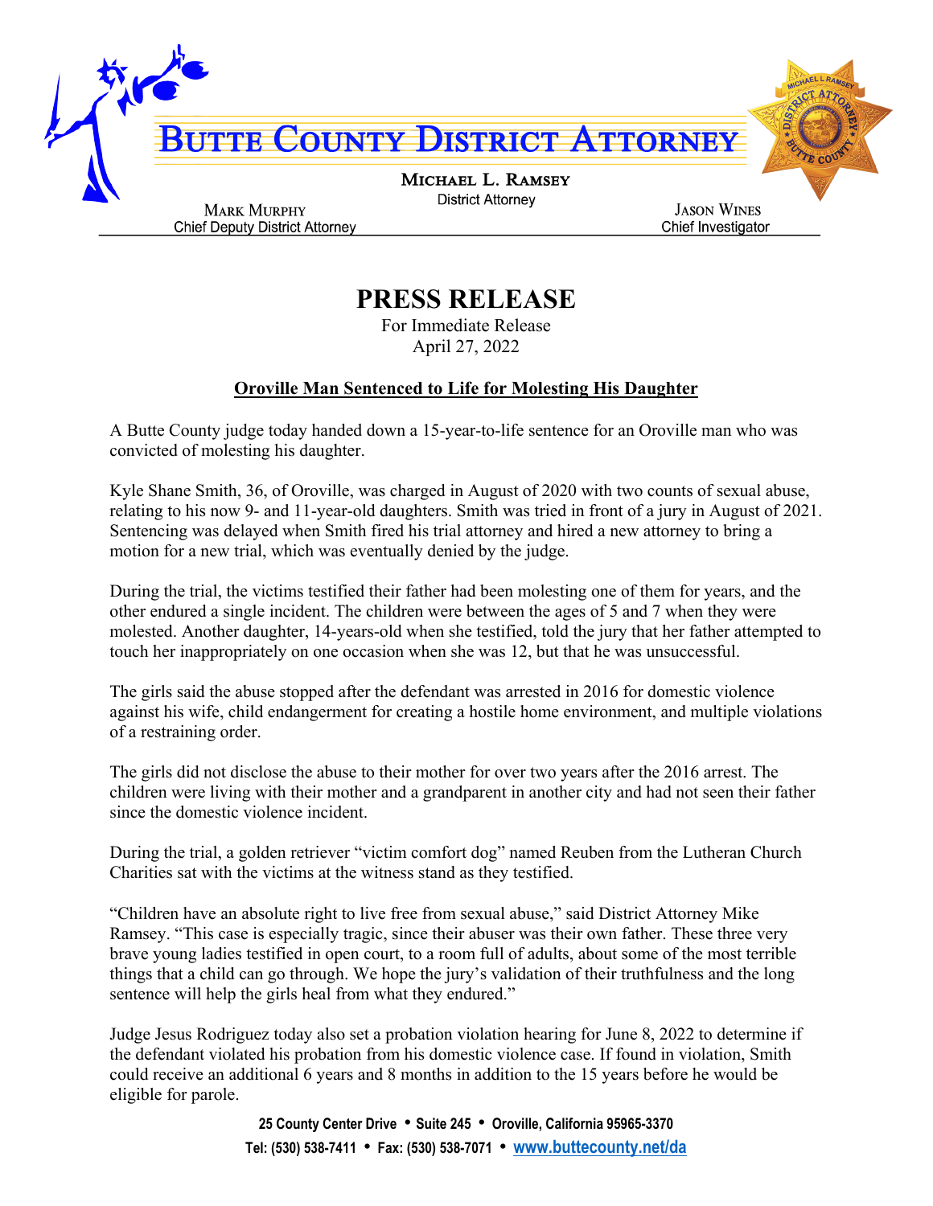# BUTTE COUNTY DISTRICT ATTORNEY

**MICHAEL L. RAMSEY**
District Attorney

**MARK MURPHY**
Chief Deputy District Attorney

**JASON WINES**
Chief Investigator

# PRESS RELEASE

For Immediate Release
April 27, 2022

## Oroville Man Sentenced to Life for Molesting His Daughter

A Butte County judge today handed down a 15-year-to-life sentence for an Oroville man who was convicted of molesting his daughter.

Kyle Shane Smith, 36, of Oroville, was charged in August of 2020 with two counts of sexual abuse, relating to his now 9- and 11-year-old daughters. Smith was tried in front of a jury in August of 2021. Sentencing was delayed when Smith fired his trial attorney and hired a new attorney to bring a motion for a new trial, which was eventually denied by the judge.

During the trial, the victims testified their father had been molesting one of them for years, and the other endured a single incident. The children were between the ages of 5 and 7 when they were molested. Another daughter, 14-years-old when she testified, told the jury that her father attempted to touch her inappropriately on one occasion when she was 12, but that he was unsuccessful.

The girls said the abuse stopped after the defendant was arrested in 2016 for domestic violence against his wife, child endangerment for creating a hostile home environment, and multiple violations of a restraining order.

The girls did not disclose the abuse to their mother for over two years after the 2016 arrest. The children were living with their mother and a grandparent in another city and had not seen their father since the domestic violence incident.

During the trial, a golden retriever "victim comfort dog" named Reuben from the Lutheran Church Charities sat with the victims at the witness stand as they testified.

"Children have an absolute right to live free from sexual abuse," said District Attorney Mike Ramsey. "This case is especially tragic, since their abuser was their own father. These three very brave young ladies testified in open court, to a room full of adults, about some of the most terrible things that a child can go through. We hope the jury's validation of their truthfulness and the long sentence will help the girls heal from what they endured."

Judge Jesus Rodriguez today also set a probation violation hearing for June 8, 2022 to determine if the defendant violated his probation from his domestic violence case. If found in violation, Smith could receive an additional 6 years and 8 months in addition to the 15 years before he would be eligible for parole.

25 County Center Drive • Suite 245 • Oroville, California 95965-3370
Tel: (530) 538-7411 • Fax: (530) 538-7071 • www.buttecounty.net/da